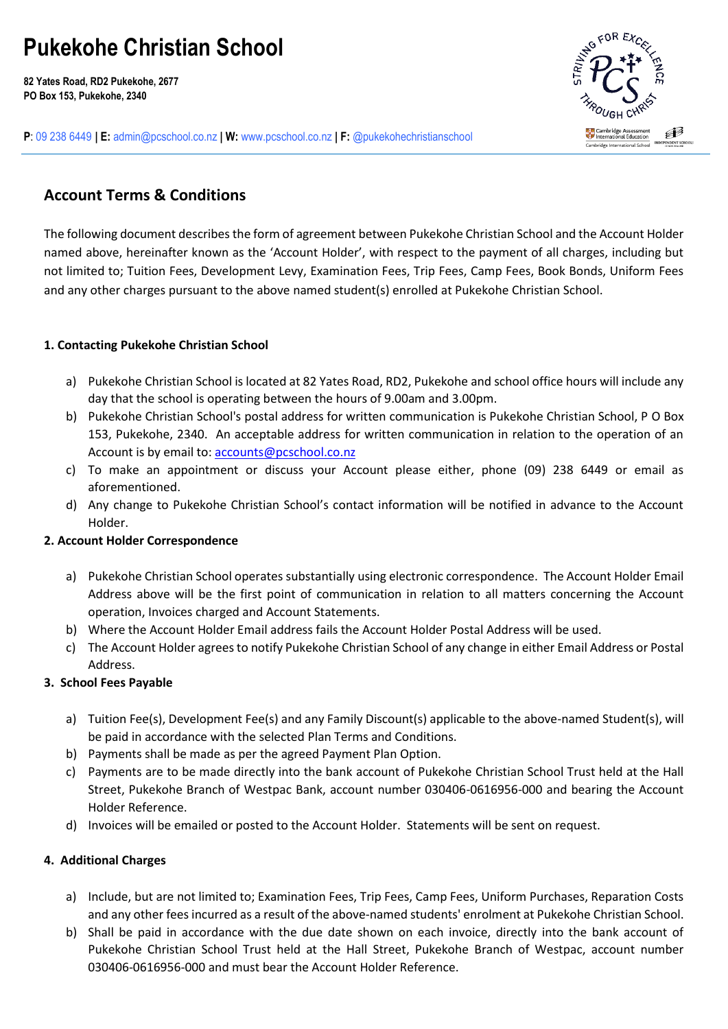# Pukekohe Christian School

**82 Yates Road, RD2 Pukekohe, 2677**
**PO Box 153, Pukekohe, 2340**

**P**: 09 238 6449 | **E:** admin@pcschool.co.nz | **W:** www.pcschool.co.nz | **F:** @pukekohechristianschool

## Account Terms & Conditions

The following document describes the form of agreement between Pukekohe Christian School and the Account Holder named above, hereinafter known as the 'Account Holder', with respect to the payment of all charges, including but not limited to; Tuition Fees, Development Levy, Examination Fees, Trip Fees, Camp Fees, Book Bonds, Uniform Fees and any other charges pursuant to the above named student(s) enrolled at Pukekohe Christian School.

**1. Contacting Pukekohe Christian School**

a) Pukekohe Christian School is located at 82 Yates Road, RD2, Pukekohe and school office hours will include any day that the school is operating between the hours of 9.00am and 3.00pm.

b) Pukekohe Christian School's postal address for written communication is Pukekohe Christian School, P O Box 153, Pukekohe, 2340. An acceptable address for written communication in relation to the operation of an Account is by email to: accounts@pcschool.co.nz

c) To make an appointment or discuss your Account please either, phone (09) 238 6449 or email as aforementioned.

d) Any change to Pukekohe Christian School's contact information will be notified in advance to the Account Holder.

**2. Account Holder Correspondence**

a) Pukekohe Christian School operates substantially using electronic correspondence. The Account Holder Email Address above will be the first point of communication in relation to all matters concerning the Account operation, Invoices charged and Account Statements.

b) Where the Account Holder Email address fails the Account Holder Postal Address will be used.

c) The Account Holder agrees to notify Pukekohe Christian School of any change in either Email Address or Postal Address.

**3. School Fees Payable**

a) Tuition Fee(s), Development Fee(s) and any Family Discount(s) applicable to the above-named Student(s), will be paid in accordance with the selected Plan Terms and Conditions.

b) Payments shall be made as per the agreed Payment Plan Option.

c) Payments are to be made directly into the bank account of Pukekohe Christian School Trust held at the Hall Street, Pukekohe Branch of Westpac Bank, account number 030406-0616956-000 and bearing the Account Holder Reference.

d) Invoices will be emailed or posted to the Account Holder. Statements will be sent on request.

**4. Additional Charges**

a) Include, but are not limited to; Examination Fees, Trip Fees, Camp Fees, Uniform Purchases, Reparation Costs and any other fees incurred as a result of the above-named students' enrolment at Pukekohe Christian School.

b) Shall be paid in accordance with the due date shown on each invoice, directly into the bank account of Pukekohe Christian School Trust held at the Hall Street, Pukekohe Branch of Westpac, account number 030406-0616956-000 and must bear the Account Holder Reference.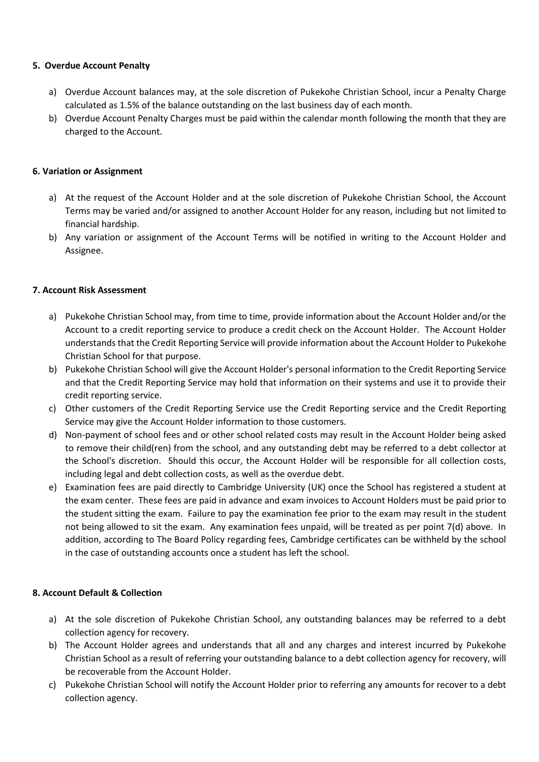**5. Overdue Account Penalty**

a) Overdue Account balances may, at the sole discretion of Pukekohe Christian School, incur a Penalty Charge calculated as 1.5% of the balance outstanding on the last business day of each month.

b) Overdue Account Penalty Charges must be paid within the calendar month following the month that they are charged to the Account.

**6. Variation or Assignment**

a) At the request of the Account Holder and at the sole discretion of Pukekohe Christian School, the Account Terms may be varied and/or assigned to another Account Holder for any reason, including but not limited to financial hardship.

b) Any variation or assignment of the Account Terms will be notified in writing to the Account Holder and Assignee.

**7. Account Risk Assessment**

a) Pukekohe Christian School may, from time to time, provide information about the Account Holder and/or the Account to a credit reporting service to produce a credit check on the Account Holder. The Account Holder understands that the Credit Reporting Service will provide information about the Account Holder to Pukekohe Christian School for that purpose.

b) Pukekohe Christian School will give the Account Holder's personal information to the Credit Reporting Service and that the Credit Reporting Service may hold that information on their systems and use it to provide their credit reporting service.

c) Other customers of the Credit Reporting Service use the Credit Reporting service and the Credit Reporting Service may give the Account Holder information to those customers.

d) Non-payment of school fees and or other school related costs may result in the Account Holder being asked to remove their child(ren) from the school, and any outstanding debt may be referred to a debt collector at the School's discretion. Should this occur, the Account Holder will be responsible for all collection costs, including legal and debt collection costs, as well as the overdue debt.

e) Examination fees are paid directly to Cambridge University (UK) once the School has registered a student at the exam center. These fees are paid in advance and exam invoices to Account Holders must be paid prior to the student sitting the exam. Failure to pay the examination fee prior to the exam may result in the student not being allowed to sit the exam. Any examination fees unpaid, will be treated as per point 7(d) above. In addition, according to The Board Policy regarding fees, Cambridge certificates can be withheld by the school in the case of outstanding accounts once a student has left the school.

**8. Account Default & Collection**

a) At the sole discretion of Pukekohe Christian School, any outstanding balances may be referred to a debt collection agency for recovery.

b) The Account Holder agrees and understands that all and any charges and interest incurred by Pukekohe Christian School as a result of referring your outstanding balance to a debt collection agency for recovery, will be recoverable from the Account Holder.

c) Pukekohe Christian School will notify the Account Holder prior to referring any amounts for recover to a debt collection agency.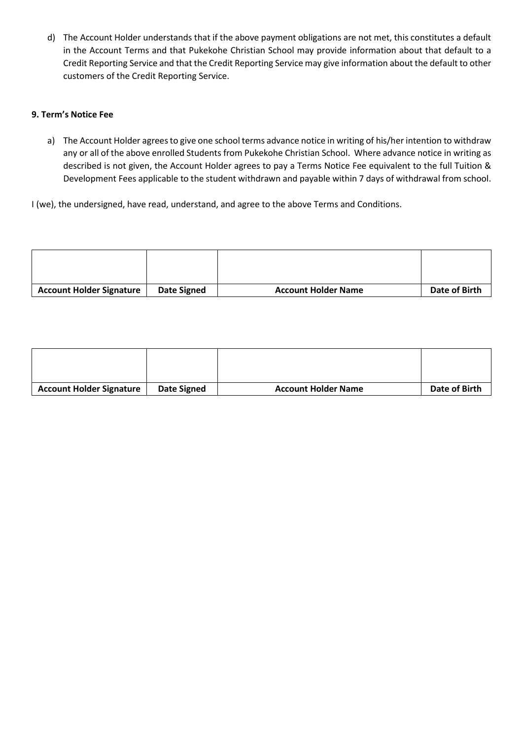d) The Account Holder understands that if the above payment obligations are not met, this constitutes a default in the Account Terms and that Pukekohe Christian School may provide information about that default to a Credit Reporting Service and that the Credit Reporting Service may give information about the default to other customers of the Credit Reporting Service.

**9. Term's Notice Fee**

a) The Account Holder agrees to give one school terms advance notice in writing of his/her intention to withdraw any or all of the above enrolled Students from Pukekohe Christian School. Where advance notice in writing as described is not given, the Account Holder agrees to pay a Terms Notice Fee equivalent to the full Tuition & Development Fees applicable to the student withdrawn and payable within 7 days of withdrawal from school.

I (we), the undersigned, have read, understand, and agree to the above Terms and Conditions.

| | | | |
|---|---|---|---|
| | | | |
| **Account Holder Signature** | **Date Signed** | **Account Holder Name** | **Date of Birth** |

| | | | |
|---|---|---|---|
| | | | |
| **Account Holder Signature** | **Date Signed** | **Account Holder Name** | **Date of Birth** |